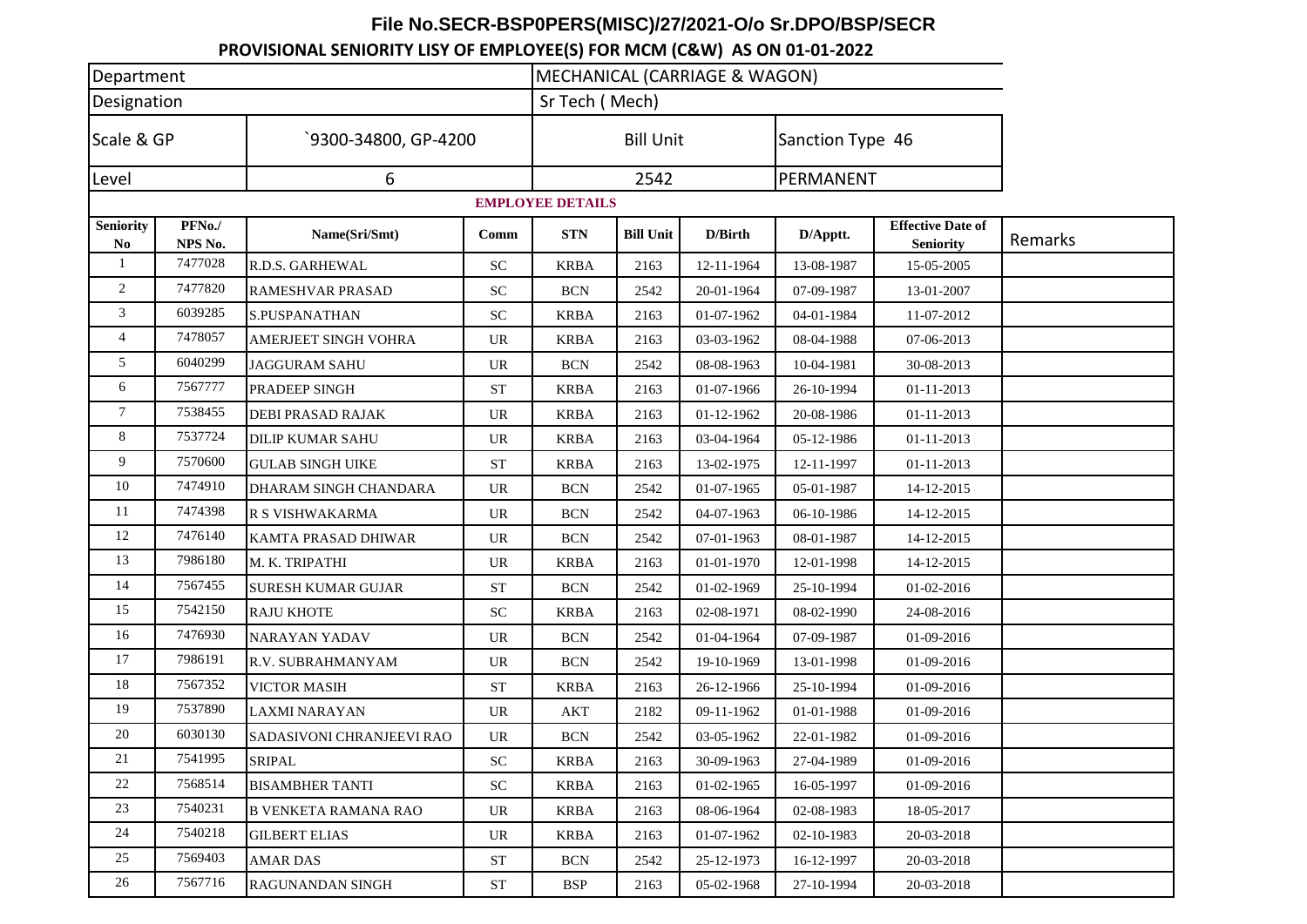# File No.SECR-BSP0PERS(MISC)/27/2021-O/o Sr.DPO/BSP/SECR

## PROVISIONAL SENIORITY LISY OF EMPLOYEE(S) FOR MCM (C&W) AS ON 01-01-2022

| Department | | MECHANICAL (CARRIAGE & WAGON) | |
|---|---|---|---|
| Designation | | Sr Tech ( Mech) | |
| Scale & GP | `9300-34800, GP-4200 | Bill Unit | Sanction Type 46 |
| Level | 6 | 2542 | PERMANENT |

**EMPLOYEE DETAILS**

| Seniority No | PFNo./ NPS No. | Name(Sri/Smt) | Comm | STN | Bill Unit | D/Birth | D/Apptt. | Effective Date of Seniority | Remarks |
|---|---|---|---|---|---|---|---|---|---|
| 1 | 7477028 | R.D.S. GARHEWAL | SC | KRBA | 2163 | 12-11-1964 | 13-08-1987 | 15-05-2005 | |
| 2 | 7477820 | RAMESHVAR PRASAD | SC | BCN | 2542 | 20-01-1964 | 07-09-1987 | 13-01-2007 | |
| 3 | 6039285 | S.PUSPANATHAN | SC | KRBA | 2163 | 01-07-1962 | 04-01-1984 | 11-07-2012 | |
| 4 | 7478057 | AMERJEET SINGH VOHRA | UR | KRBA | 2163 | 03-03-1962 | 08-04-1988 | 07-06-2013 | |
| 5 | 6040299 | JAGGURAM SAHU | UR | BCN | 2542 | 08-08-1963 | 10-04-1981 | 30-08-2013 | |
| 6 | 7567777 | PRADEEP SINGH | ST | KRBA | 2163 | 01-07-1966 | 26-10-1994 | 01-11-2013 | |
| 7 | 7538455 | DEBI PRASAD RAJAK | UR | KRBA | 2163 | 01-12-1962 | 20-08-1986 | 01-11-2013 | |
| 8 | 7537724 | DILIP KUMAR SAHU | UR | KRBA | 2163 | 03-04-1964 | 05-12-1986 | 01-11-2013 | |
| 9 | 7570600 | GULAB SINGH UIKE | ST | KRBA | 2163 | 13-02-1975 | 12-11-1997 | 01-11-2013 | |
| 10 | 7474910 | DHARAM SINGH CHANDARA | UR | BCN | 2542 | 01-07-1965 | 05-01-1987 | 14-12-2015 | |
| 11 | 7474398 | R S VISHWAKARMA | UR | BCN | 2542 | 04-07-1963 | 06-10-1986 | 14-12-2015 | |
| 12 | 7476140 | KAMTA PRASAD DHIWAR | UR | BCN | 2542 | 07-01-1963 | 08-01-1987 | 14-12-2015 | |
| 13 | 7986180 | M. K. TRIPATHI | UR | KRBA | 2163 | 01-01-1970 | 12-01-1998 | 14-12-2015 | |
| 14 | 7567455 | SURESH KUMAR GUJAR | ST | BCN | 2542 | 01-02-1969 | 25-10-1994 | 01-02-2016 | |
| 15 | 7542150 | RAJU KHOTE | SC | KRBA | 2163 | 02-08-1971 | 08-02-1990 | 24-08-2016 | |
| 16 | 7476930 | NARAYAN YADAV | UR | BCN | 2542 | 01-04-1964 | 07-09-1987 | 01-09-2016 | |
| 17 | 7986191 | R.V. SUBRAHMANYAM | UR | BCN | 2542 | 19-10-1969 | 13-01-1998 | 01-09-2016 | |
| 18 | 7567352 | VICTOR MASIH | ST | KRBA | 2163 | 26-12-1966 | 25-10-1994 | 01-09-2016 | |
| 19 | 7537890 | LAXMI NARAYAN | UR | AKT | 2182 | 09-11-1962 | 01-01-1988 | 01-09-2016 | |
| 20 | 6030130 | SADASIVONI CHRANJEEVI RAO | UR | BCN | 2542 | 03-05-1962 | 22-01-1982 | 01-09-2016 | |
| 21 | 7541995 | SRIPAL | SC | KRBA | 2163 | 30-09-1963 | 27-04-1989 | 01-09-2016 | |
| 22 | 7568514 | BISAMBHER TANTI | SC | KRBA | 2163 | 01-02-1965 | 16-05-1997 | 01-09-2016 | |
| 23 | 7540231 | B VENKETA RAMANA RAO | UR | KRBA | 2163 | 08-06-1964 | 02-08-1983 | 18-05-2017 | |
| 24 | 7540218 | GILBERT ELIAS | UR | KRBA | 2163 | 01-07-1962 | 02-10-1983 | 20-03-2018 | |
| 25 | 7569403 | AMAR DAS | ST | BCN | 2542 | 25-12-1973 | 16-12-1997 | 20-03-2018 | |
| 26 | 7567716 | RAGUNANDAN SINGH | ST | BSP | 2163 | 05-02-1968 | 27-10-1994 | 20-03-2018 | |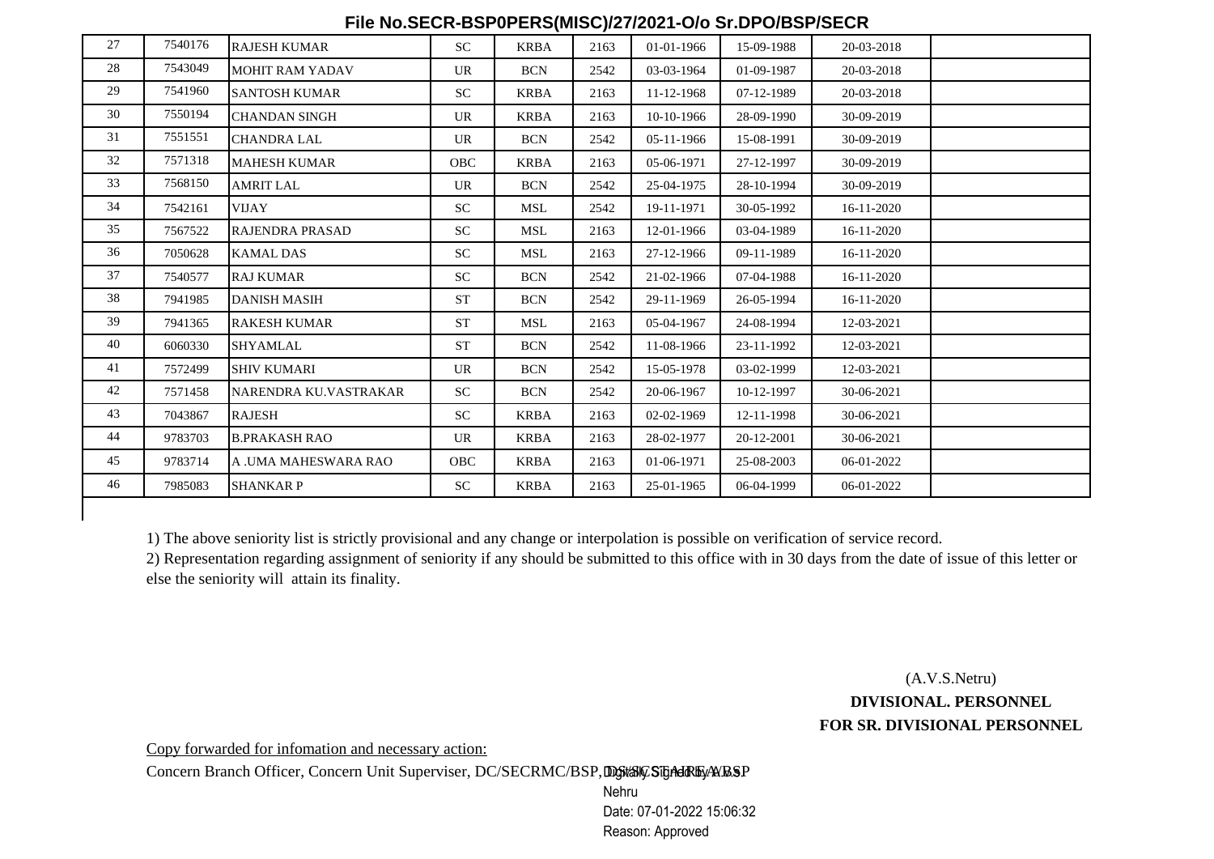**File No.SECR-BSP0PERS(MISC)/27/2021-O/o Sr.DPO/BSP/SECR**

| | | | | | | | | | |
|---|---|---|---|---|---|---|---|---|---|
| 27 | 7540176 | RAJESH KUMAR | SC | KRBA | 2163 | 01-01-1966 | 15-09-1988 | 20-03-2018 | |
| 28 | 7543049 | MOHIT RAM YADAV | UR | BCN | 2542 | 03-03-1964 | 01-09-1987 | 20-03-2018 | |
| 29 | 7541960 | SANTOSH KUMAR | SC | KRBA | 2163 | 11-12-1968 | 07-12-1989 | 20-03-2018 | |
| 30 | 7550194 | CHANDAN SINGH | UR | KRBA | 2163 | 10-10-1966 | 28-09-1990 | 30-09-2019 | |
| 31 | 7551551 | CHANDRA LAL | UR | BCN | 2542 | 05-11-1966 | 15-08-1991 | 30-09-2019 | |
| 32 | 7571318 | MAHESH KUMAR | OBC | KRBA | 2163 | 05-06-1971 | 27-12-1997 | 30-09-2019 | |
| 33 | 7568150 | AMRIT LAL | UR | BCN | 2542 | 25-04-1975 | 28-10-1994 | 30-09-2019 | |
| 34 | 7542161 | VIJAY | SC | MSL | 2542 | 19-11-1971 | 30-05-1992 | 16-11-2020 | |
| 35 | 7567522 | RAJENDRA PRASAD | SC | MSL | 2163 | 12-01-1966 | 03-04-1989 | 16-11-2020 | |
| 36 | 7050628 | KAMAL DAS | SC | MSL | 2163 | 27-12-1966 | 09-11-1989 | 16-11-2020 | |
| 37 | 7540577 | RAJ KUMAR | SC | BCN | 2542 | 21-02-1966 | 07-04-1988 | 16-11-2020 | |
| 38 | 7941985 | DANISH MASIH | ST | BCN | 2542 | 29-11-1969 | 26-05-1994 | 16-11-2020 | |
| 39 | 7941365 | RAKESH KUMAR | ST | MSL | 2163 | 05-04-1967 | 24-08-1994 | 12-03-2021 | |
| 40 | 6060330 | SHYAMLAL | ST | BCN | 2542 | 11-08-1966 | 23-11-1992 | 12-03-2021 | |
| 41 | 7572499 | SHIV KUMARI | UR | BCN | 2542 | 15-05-1978 | 03-02-1999 | 12-03-2021 | |
| 42 | 7571458 | NARENDRA KU.VASTRAKAR | SC | BCN | 2542 | 20-06-1967 | 10-12-1997 | 30-06-2021 | |
| 43 | 7043867 | RAJESH | SC | KRBA | 2163 | 02-02-1969 | 12-11-1998 | 30-06-2021 | |
| 44 | 9783703 | B.PRAKASH RAO | UR | KRBA | 2163 | 28-02-1977 | 20-12-2001 | 30-06-2021 | |
| 45 | 9783714 | A .UMA MAHESWARA RAO | OBC | KRBA | 2163 | 01-06-1971 | 25-08-2003 | 06-01-2022 | |
| 46 | 7985083 | SHANKAR P | SC | KRBA | 2163 | 25-01-1965 | 06-04-1999 | 06-01-2022 | |

1) The above seniority list is strictly provisional and any change or interpolation is possible on verification of service record.
2) Representation regarding assignment of seniority if any should be submitted to this office with in 30 days from the date of issue of this letter or else the seniority will attain its finality.

(A.V.S.Netru)
**DIVISIONAL. PERSONNEL**
**FOR SR. DIVISIONAL PERSONNEL**

Copy forwarded for infomation and necessary action:
Concern Branch Officer, Concern Unit Superviser, DC/SECRMC/BSP, DS/SCSTAIREA/BSP

Digitally Signed by A.V.S.
Nehru
Date: 07-01-2022 15:06:32
Reason: Approved